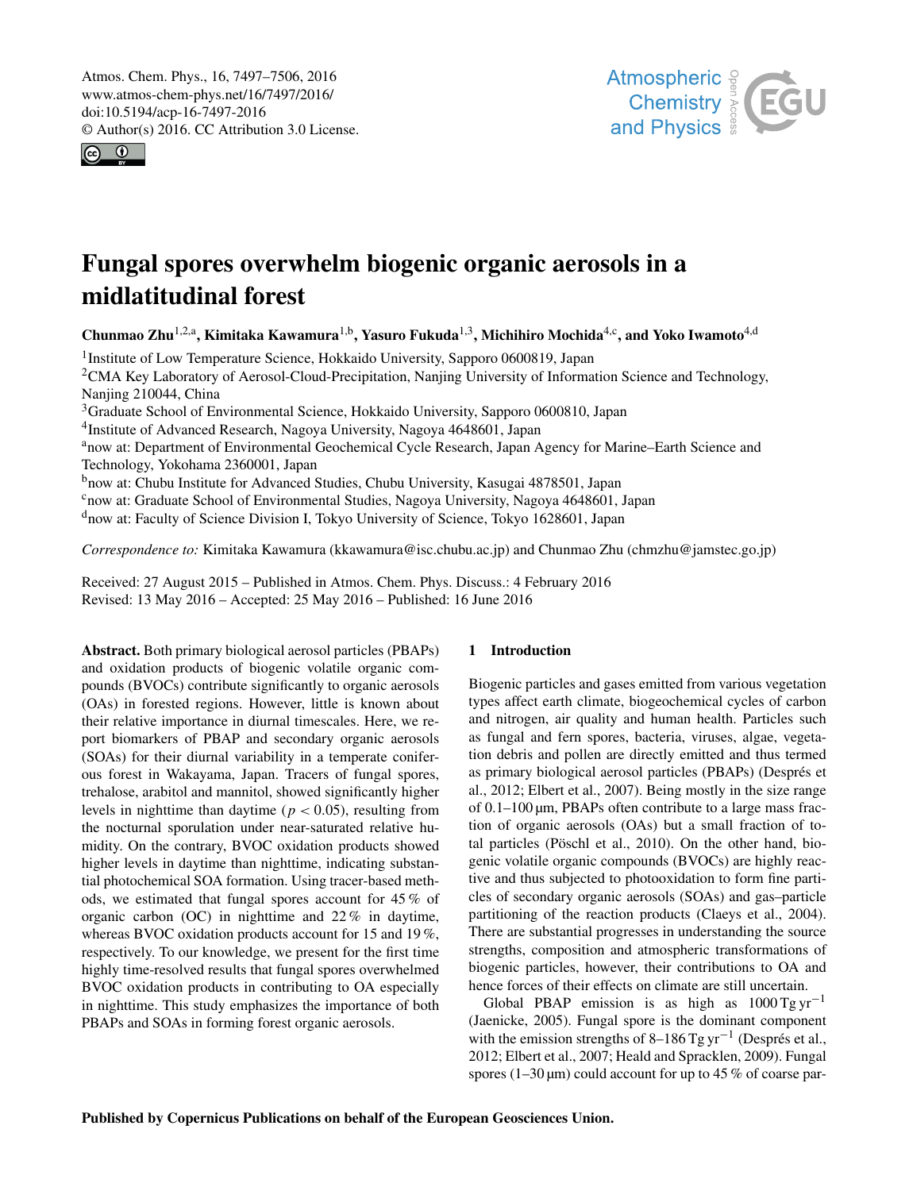# Fungal spores overwhelm biogenic organic aerosols in a midlatitudinal forest

**Chunmao Zhu**[1,2,a], **Kimitaka Kawamura**[1,b], **Yasuro Fukuda**[1,3], **Michihiro Mochida**[4,c], and **Yoko Iwamoto**[4,d]

[1]Institute of Low Temperature Science, Hokkaido University, Sapporo 0600819, Japan
[2]CMA Key Laboratory of Aerosol-Cloud-Precipitation, Nanjing University of Information Science and Technology, Nanjing 210044, China
[3]Graduate School of Environmental Science, Hokkaido University, Sapporo 0600810, Japan
[4]Institute of Advanced Research, Nagoya University, Nagoya 4648601, Japan
[a]now at: Department of Environmental Geochemical Cycle Research, Japan Agency for Marine–Earth Science and Technology, Yokohama 2360001, Japan
[b]now at: Chubu Institute for Advanced Studies, Chubu University, Kasugai 4878501, Japan
[c]now at: Graduate School of Environmental Studies, Nagoya University, Nagoya 4648601, Japan
[d]now at: Faculty of Science Division I, Tokyo University of Science, Tokyo 1628601, Japan

*Correspondence to:* Kimitaka Kawamura (kkawamura@isc.chubu.ac.jp) and Chunmao Zhu (chmzhu@jamstec.go.jp)

Received: 27 August 2015 – Published in Atmos. Chem. Phys. Discuss.: 4 February 2016
Revised: 13 May 2016 – Accepted: 25 May 2016 – Published: 16 June 2016

**Abstract.** Both primary biological aerosol particles (PBAPs) and oxidation products of biogenic volatile organic compounds (BVOCs) contribute significantly to organic aerosols (OAs) in forested regions. However, little is known about their relative importance in diurnal timescales. Here, we report biomarkers of PBAP and secondary organic aerosols (SOAs) for their diurnal variability in a temperate coniferous forest in Wakayama, Japan. Tracers of fungal spores, trehalose, arabitol and mannitol, showed significantly higher levels in nighttime than daytime ($p < 0.05$), resulting from the nocturnal sporulation under near-saturated relative humidity. On the contrary, BVOC oxidation products showed higher levels in daytime than nighttime, indicating substantial photochemical SOA formation. Using tracer-based methods, we estimated that fungal spores account for 45 % of organic carbon (OC) in nighttime and 22 % in daytime, whereas BVOC oxidation products account for 15 and 19 %, respectively. To our knowledge, we present for the first time highly time-resolved results that fungal spores overwhelmed BVOC oxidation products in contributing to OA especially in nighttime. This study emphasizes the importance of both PBAPs and SOAs in forming forest organic aerosols.

## 1 Introduction

Biogenic particles and gases emitted from various vegetation types affect earth climate, biogeochemical cycles of carbon and nitrogen, air quality and human health. Particles such as fungal and fern spores, bacteria, viruses, algae, vegetation debris and pollen are directly emitted and thus termed as primary biological aerosol particles (PBAPs) (Després et al., 2012; Elbert et al., 2007). Being mostly in the size range of 0.1–100 µm, PBAPs often contribute to a large mass fraction of organic aerosols (OAs) but a small fraction of total particles (Pöschl et al., 2010). On the other hand, biogenic volatile organic compounds (BVOCs) are highly reactive and thus subjected to photooxidation to form fine particles of secondary organic aerosols (SOAs) and gas–particle partitioning of the reaction products (Claeys et al., 2004). There are substantial progresses in understanding the source strengths, composition and atmospheric transformations of biogenic particles, however, their contributions to OA and hence forces of their effects on climate are still uncertain.

Global PBAP emission is as high as $1000\ Tg\ yr^{-1}$ (Jaenicke, 2005). Fungal spore is the dominant component with the emission strengths of $8–186\ Tg\ yr^{-1}$ (Després et al., 2012; Elbert et al., 2007; Heald and Spracklen, 2009). Fungal spores (1–30 µm) could account for up to 45 % of coarse par-

Published by Copernicus Publications on behalf of the European Geosciences Union.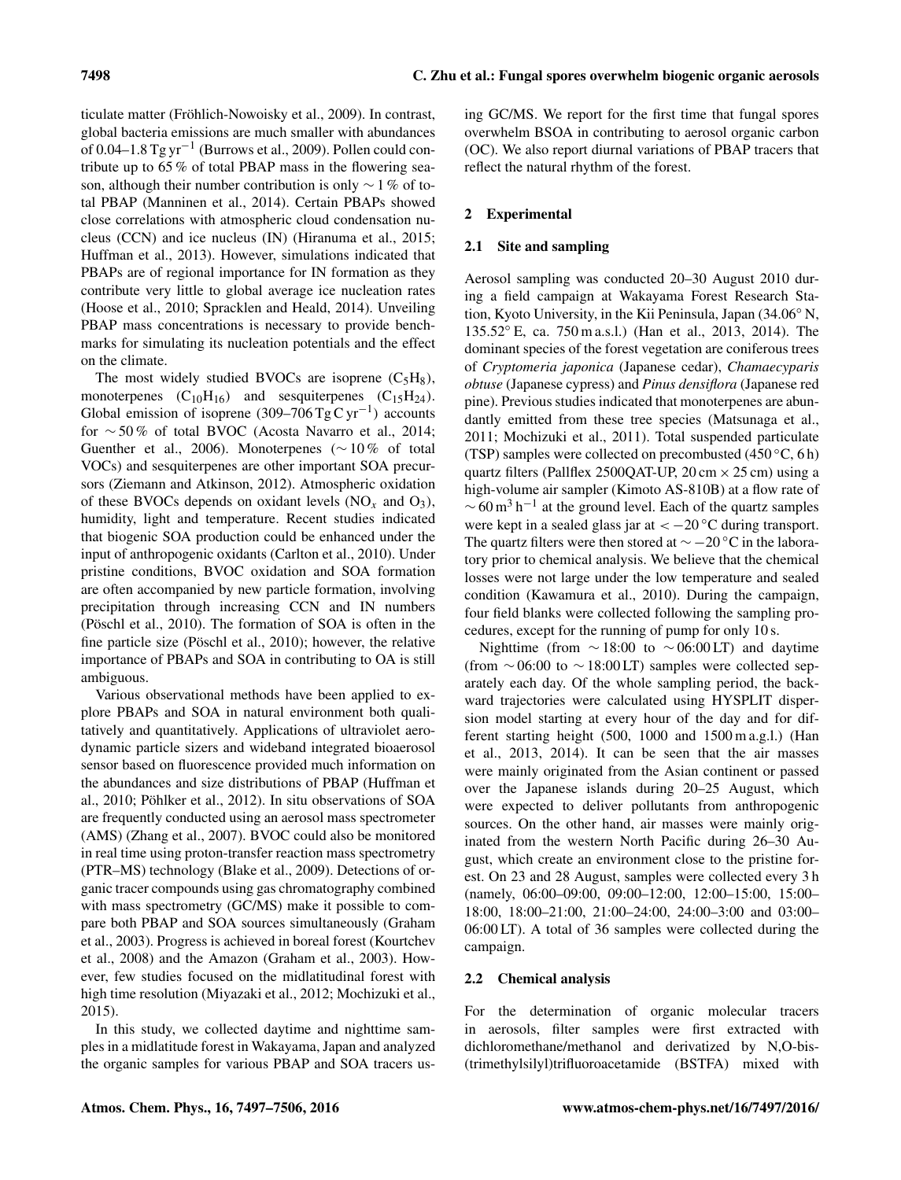ticulate matter (Fröhlich-Nowoisky et al., 2009). In contrast, global bacteria emissions are much smaller with abundances of 0.04–1.8 $Tg\,yr^{-1}$ (Burrows et al., 2009). Pollen could contribute up to 65 % of total PBAP mass in the flowering season, although their number contribution is only $\sim 1$ % of total PBAP (Manninen et al., 2014). Certain PBAPs showed close correlations with atmospheric cloud condensation nucleus (CCN) and ice nucleus (IN) (Hiranuma et al., 2015; Huffman et al., 2013). However, simulations indicated that PBAPs are of regional importance for IN formation as they contribute very little to global average ice nucleation rates (Hoose et al., 2010; Spracklen and Heald, 2014). Unveiling PBAP mass concentrations is necessary to provide benchmarks for simulating its nucleation potentials and the effect on the climate.

The most widely studied BVOCs are isoprene ($C_5H_8$), monoterpenes ($C_{10}H_{16}$) and sesquiterpenes ($C_{15}H_{24}$). Global emission of isoprene (309–706 $Tg\,C\,yr^{-1}$) accounts for $\sim 50$ % of total BVOC (Acosta Navarro et al., 2014; Guenther et al., 2006). Monoterpenes ($\sim 10$ % of total VOCs) and sesquiterpenes are other important SOA precursors (Ziemann and Atkinson, 2012). Atmospheric oxidation of these BVOCs depends on oxidant levels ($NO_x$ and $O_3$), humidity, light and temperature. Recent studies indicated that biogenic SOA production could be enhanced under the input of anthropogenic oxidants (Carlton et al., 2010). Under pristine conditions, BVOC oxidation and SOA formation are often accompanied by new particle formation, involving precipitation through increasing CCN and IN numbers (Pöschl et al., 2010). The formation of SOA is often in the fine particle size (Pöschl et al., 2010); however, the relative importance of PBAPs and SOA in contributing to OA is still ambiguous.

Various observational methods have been applied to explore PBAPs and SOA in natural environment both qualitatively and quantitatively. Applications of ultraviolet aerodynamic particle sizers and wideband integrated bioaerosol sensor based on fluorescence provided much information on the abundances and size distributions of PBAP (Huffman et al., 2010; Pöhlker et al., 2012). In situ observations of SOA are frequently conducted using an aerosol mass spectrometer (AMS) (Zhang et al., 2007). BVOC could also be monitored in real time using proton-transfer reaction mass spectrometry (PTR–MS) technology (Blake et al., 2009). Detections of organic tracer compounds using gas chromatography combined with mass spectrometry (GC/MS) make it possible to compare both PBAP and SOA sources simultaneously (Graham et al., 2003). Progress is achieved in boreal forest (Kourtchev et al., 2008) and the Amazon (Graham et al., 2003). However, few studies focused on the midlatitudinal forest with high time resolution (Miyazaki et al., 2012; Mochizuki et al., 2015).

In this study, we collected daytime and nighttime samples in a midlatitude forest in Wakayama, Japan and analyzed the organic samples for various PBAP and SOA tracers using GC/MS. We report for the first time that fungal spores overwhelm BSOA in contributing to aerosol organic carbon (OC). We also report diurnal variations of PBAP tracers that reflect the natural rhythm of the forest.

## 2 Experimental

### 2.1 Site and sampling

Aerosol sampling was conducted 20–30 August 2010 during a field campaign at Wakayama Forest Research Station, Kyoto University, in the Kii Peninsula, Japan (34.06° N, 135.52° E, ca. 750 m a.s.l.) (Han et al., 2013, 2014). The dominant species of the forest vegetation are coniferous trees of *Cryptomeria japonica* (Japanese cedar), *Chamaecyparis obtuse* (Japanese cypress) and *Pinus densiflora* (Japanese red pine). Previous studies indicated that monoterpenes are abundantly emitted from these tree species (Matsunaga et al., 2011; Mochizuki et al., 2011). Total suspended particulate (TSP) samples were collected on precombusted (450 °C, 6 h) quartz filters (Pallflex 2500QAT-UP, 20 cm × 25 cm) using a high-volume air sampler (Kimoto AS-810B) at a flow rate of $\sim 60\,m^3\,h^{-1}$ at the ground level. Each of the quartz samples were kept in a sealed glass jar at $< -20$ °C during transport. The quartz filters were then stored at $\sim -20$ °C in the laboratory prior to chemical analysis. We believe that the chemical losses were not large under the low temperature and sealed condition (Kawamura et al., 2010). During the campaign, four field blanks were collected following the sampling procedures, except for the running of pump for only 10 s.

Nighttime (from $\sim$ 18:00 to $\sim$ 06:00 LT) and daytime (from $\sim$ 06:00 to $\sim$ 18:00 LT) samples were collected separately each day. Of the whole sampling period, the backward trajectories were calculated using HYSPLIT dispersion model starting at every hour of the day and for different starting height (500, 1000 and 1500 m a.g.l.) (Han et al., 2013, 2014). It can be seen that the air masses were mainly originated from the Asian continent or passed over the Japanese islands during 20–25 August, which were expected to deliver pollutants from anthropogenic sources. On the other hand, air masses were mainly originated from the western North Pacific during 26–30 August, which create an environment close to the pristine forest. On 23 and 28 August, samples were collected every 3 h (namely, 06:00–09:00, 09:00–12:00, 12:00–15:00, 15:00–18:00, 18:00–21:00, 21:00–24:00, 24:00–3:00 and 03:00–06:00 LT). A total of 36 samples were collected during the campaign.

### 2.2 Chemical analysis

For the determination of organic molecular tracers in aerosols, filter samples were first extracted with dichloromethane/methanol and derivatized by N,O-bis-(trimethylsilyl)trifluoroacetamide (BSTFA) mixed with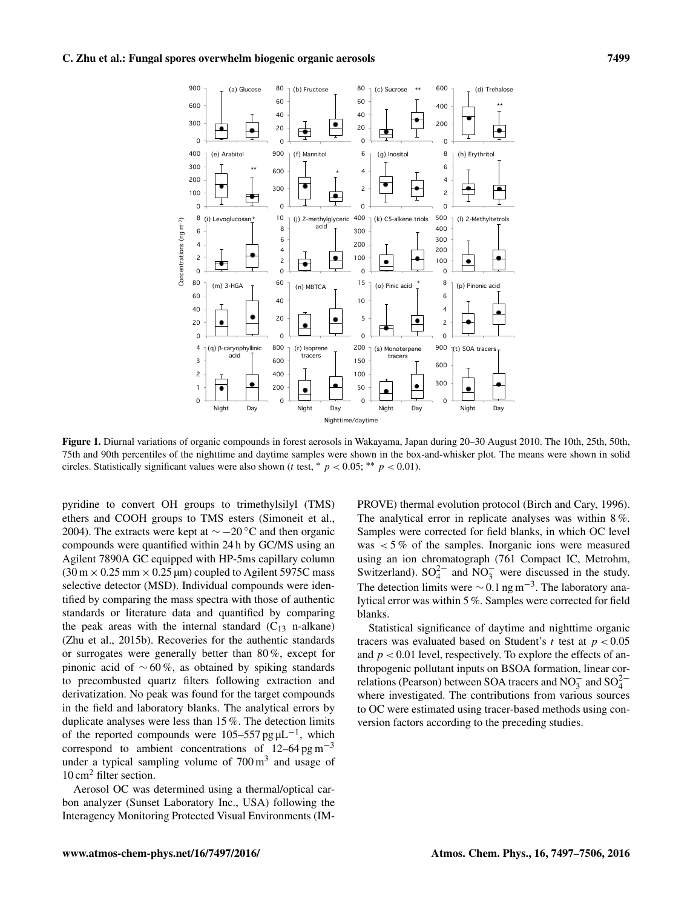Figure 1. Diurnal variations of organic compounds in forest aerosols in Wakayama, Japan during 20–30 August 2010. The 10th, 25th, 50th, 75th and 90th percentiles of the nighttime and daytime samples were shown in the box-and-whisker plot. The means were shown in solid circles. Statistically significant values were also shown (*t* test, * $p < 0.05$; ** $p < 0.01$).

pyridine to convert OH groups to trimethylsilyl (TMS) ethers and COOH groups to TMS esters (Simoneit et al., 2004). The extracts were kept at $\sim -20\,^{\circ}$C and then organic compounds were quantified within 24 h by GC/MS using an Agilent 7890A GC equipped with HP-5ms capillary column ($30\,\text{m} \times 0.25\,\text{mm} \times 0.25\,\mu\text{m}$) coupled to Agilent 5975C mass selective detector (MSD). Individual compounds were identified by comparing the mass spectra with those of authentic standards or literature data and quantified by comparing the peak areas with the internal standard ($C_{13}$ n-alkane) (Zhu et al., 2015b). Recoveries for the authentic standards or surrogates were generally better than 80 %, except for pinonic acid of $\sim 60$ %, as obtained by spiking standards to precombusted quartz filters following extraction and derivatization. No peak was found for the target compounds in the field and laboratory blanks. The analytical errors by duplicate analyses were less than 15 %. The detection limits of the reported compounds were 105–557 $\text{pg}\,\mu\text{L}^{-1}$, which correspond to ambient concentrations of 12–64 $\text{pg}\,\text{m}^{-3}$ under a typical sampling volume of 700 $\text{m}^3$ and usage of 10 $\text{cm}^2$ filter section.

Aerosol OC was determined using a thermal/optical carbon analyzer (Sunset Laboratory Inc., USA) following the Interagency Monitoring Protected Visual Environments (IMPROVE) thermal evolution protocol (Birch and Cary, 1996). The analytical error in replicate analyses was within 8 %. Samples were corrected for field blanks, in which OC level was < 5 % of the samples. Inorganic ions were measured using an ion chromatograph (761 Compact IC, Metrohm, Switzerland). $SO_4^{2-}$ and $NO_3^-$ were discussed in the study. The detection limits were $\sim 0.1\,\text{ng}\,\text{m}^{-3}$. The laboratory analytical error was within 5 %. Samples were corrected for field blanks.

Statistical significance of daytime and nighttime organic tracers was evaluated based on Student's *t* test at $p < 0.05$ and $p < 0.01$ level, respectively. To explore the effects of anthropogenic pollutant inputs on BSOA formation, linear correlations (Pearson) between SOA tracers and $NO_3^-$ and $SO_4^{2-}$ where investigated. The contributions from various sources to OC were estimated using tracer-based methods using conversion factors according to the preceding studies.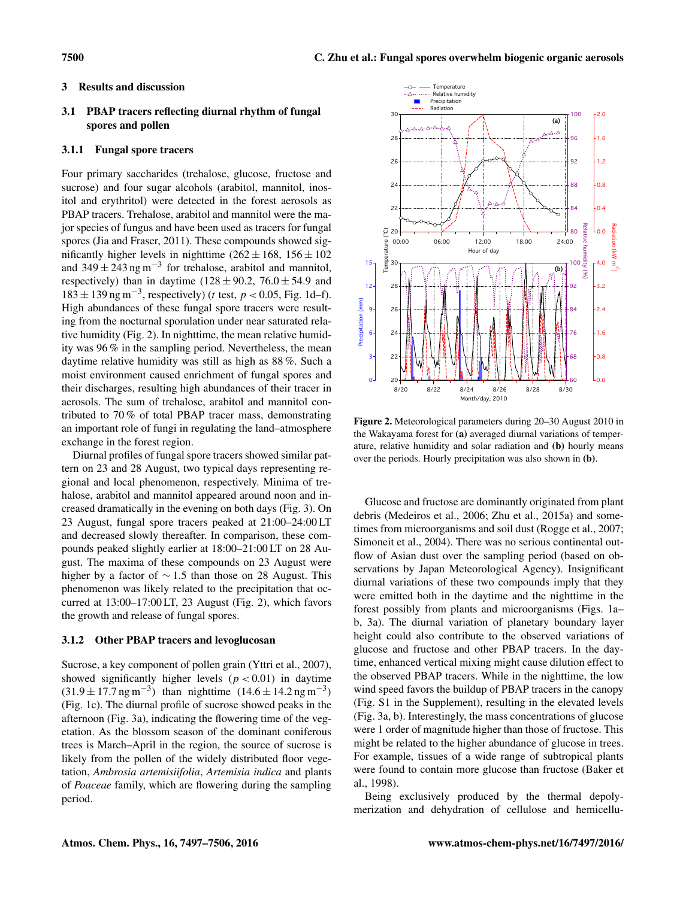## 3 Results and discussion

### 3.1 PBAP tracers reflecting diurnal rhythm of fungal spores and pollen

#### 3.1.1 Fungal spore tracers

Four primary saccharides (trehalose, glucose, fructose and sucrose) and four sugar alcohols (arabitol, mannitol, inositol and erythritol) were detected in the forest aerosols as PBAP tracers. Trehalose, arabitol and mannitol were the major species of fungus and have been used as tracers for fungal spores (Jia and Fraser, 2011). These compounds showed significantly higher levels in nighttime ($262 \pm 168$, $156 \pm 102$ and $349 \pm 243$ ng m$^{-3}$ for trehalose, arabitol and mannitol, respectively) than in daytime ($128 \pm 90.2$, $76.0 \pm 54.9$ and $183 \pm 139$ ng m$^{-3}$, respectively) ($t$ test, $p < 0.05$, Fig. 1d–f). High abundances of these fungal spore tracers were resulting from the nocturnal sporulation under near saturated relative humidity (Fig. 2). In nighttime, the mean relative humidity was 96 % in the sampling period. Nevertheless, the mean daytime relative humidity was still as high as 88 %. Such a moist environment caused enrichment of fungal spores and their discharges, resulting high abundances of their tracer in aerosols. The sum of trehalose, arabitol and mannitol contributed to 70 % of total PBAP tracer mass, demonstrating an important role of fungi in regulating the land–atmosphere exchange in the forest region.

Diurnal profiles of fungal spore tracers showed similar pattern on 23 and 28 August, two typical days representing regional and local phenomenon, respectively. Minima of trehalose, arabitol and mannitol appeared around noon and increased dramatically in the evening on both days (Fig. 3). On 23 August, fungal spore tracers peaked at 21:00–24:00 LT and decreased slowly thereafter. In comparison, these compounds peaked slightly earlier at 18:00–21:00 LT on 28 August. The maxima of these compounds on 23 August were higher by a factor of $\sim 1.5$ than those on 28 August. This phenomenon was likely related to the precipitation that occurred at 13:00–17:00 LT, 23 August (Fig. 2), which favors the growth and release of fungal spores.

#### 3.1.2 Other PBAP tracers and levoglucosan

Sucrose, a key component of pollen grain (Yttri et al., 2007), showed significantly higher levels ($p < 0.01$) in daytime ($31.9 \pm 17.7$ ng m$^{-3}$) than nighttime ($14.6 \pm 14.2$ ng m$^{-3}$) (Fig. 1c). The diurnal profile of sucrose showed peaks in the afternoon (Fig. 3a), indicating the flowering time of the vegetation. As the blossom season of the dominant coniferous trees is March–April in the region, the source of sucrose is likely from the pollen of the widely distributed floor vegetation, *Ambrosia artemisiifolia*, *Artemisia indica* and plants of *Poaceae* family, which are flowering during the sampling period.

**Figure 2.** Meteorological parameters during 20–30 August 2010 in the Wakayama forest for **(a)** averaged diurnal variations of temperature, relative humidity and solar radiation and **(b)** hourly means over the periods. Hourly precipitation was also shown in **(b)**.

Glucose and fructose are dominantly originated from plant debris (Medeiros et al., 2006; Zhu et al., 2015a) and sometimes from microorganisms and soil dust (Rogge et al., 2007; Simoneit et al., 2004). There was no serious continental outflow of Asian dust over the sampling period (based on observations by Japan Meteorological Agency). Insignificant diurnal variations of these two compounds imply that they were emitted both in the daytime and the nighttime in the forest possibly from plants and microorganisms (Figs. 1a–b, 3a). The diurnal variation of planetary boundary layer height could also contribute to the observed variations of glucose and fructose and other PBAP tracers. In the daytime, enhanced vertical mixing might cause dilution effect to the observed PBAP tracers. While in the nighttime, the low wind speed favors the buildup of PBAP tracers in the canopy (Fig. S1 in the Supplement), resulting in the elevated levels (Fig. 3a, b). Interestingly, the mass concentrations of glucose were 1 order of magnitude higher than those of fructose. This might be related to the higher abundance of glucose in trees. For example, tissues of a wide range of subtropical plants were found to contain more glucose than fructose (Baker et al., 1998).

Being exclusively produced by the thermal depolymerization and dehydration of cellulose and hemicellu-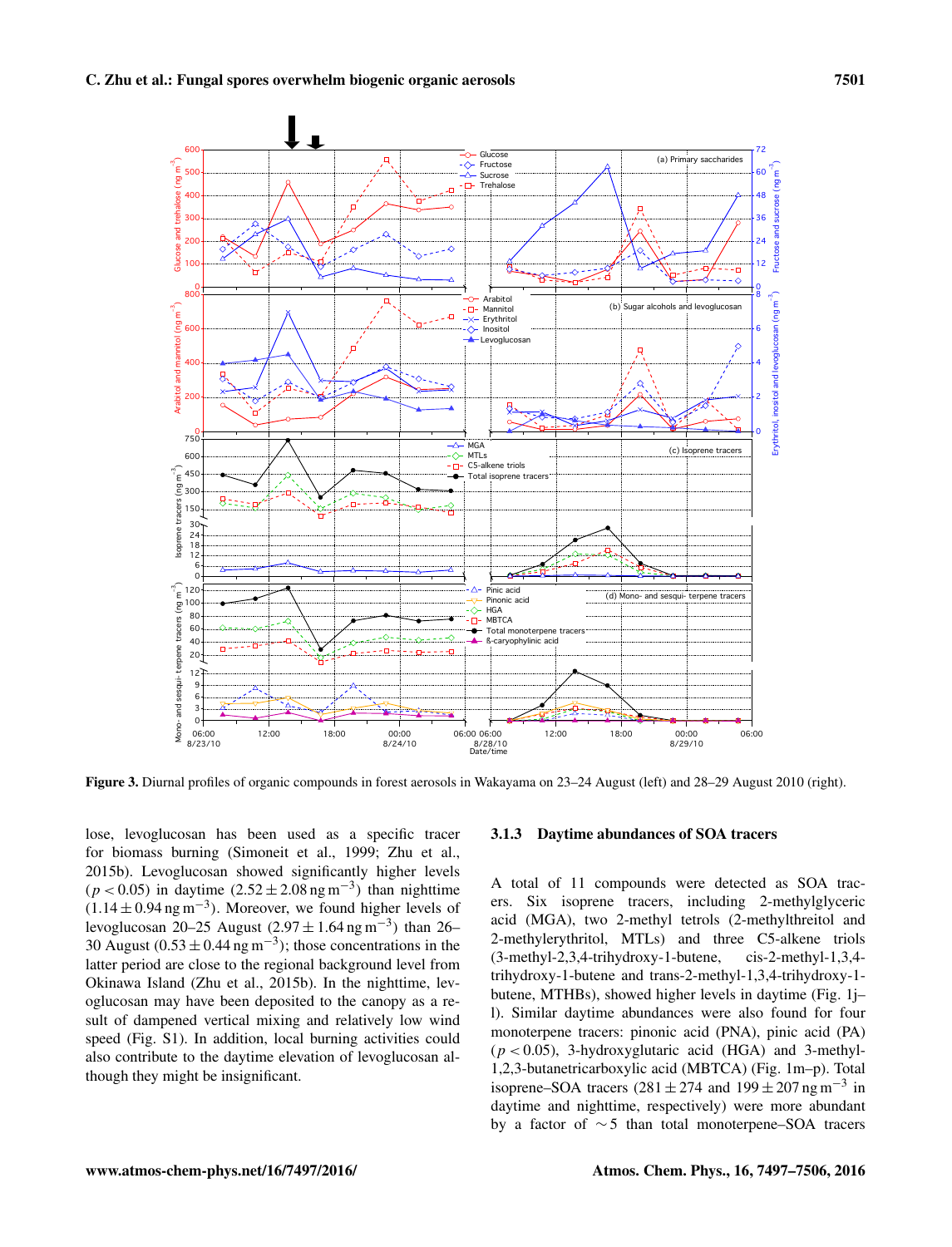**Figure 3.** Diurnal profiles of organic compounds in forest aerosols in Wakayama on 23–24 August (left) and 28–29 August 2010 (right).

lose, levoglucosan has been used as a specific tracer for biomass burning (Simoneit et al., 1999; Zhu et al., 2015b). Levoglucosan showed significantly higher levels ($p < 0.05$) in daytime ($2.52 \pm 2.08\,\mathrm{ng\,m^{-3}}$) than nighttime ($1.14 \pm 0.94\,\mathrm{ng\,m^{-3}}$). Moreover, we found higher levels of levoglucosan 20–25 August ($2.97 \pm 1.64\,\mathrm{ng\,m^{-3}}$) than 26–30 August ($0.53 \pm 0.44\,\mathrm{ng\,m^{-3}}$); those concentrations in the latter period are close to the regional background level from Okinawa Island (Zhu et al., 2015b). In the nighttime, levoglucosan may have been deposited to the canopy as a result of dampened vertical mixing and relatively low wind speed (Fig. S1). In addition, local burning activities could also contribute to the daytime elevation of levoglucosan although they might be insignificant.

### 3.1.3 Daytime abundances of SOA tracers

A total of 11 compounds were detected as SOA tracers. Six isoprene tracers, including 2-methylglyceric acid (MGA), two 2-methyl tetrols (2-methylthreitol and 2-methylerythritol, MTLs) and three C5-alkene triols (3-methyl-2,3,4-trihydroxy-1-butene, cis-2-methyl-1,3,4-trihydroxy-1-butene and trans-2-methyl-1,3,4-trihydroxy-1-butene, MTHBs), showed higher levels in daytime (Fig. 1j–l). Similar daytime abundances were also found for four monoterpene tracers: pinonic acid (PNA), pinic acid (PA) ($p < 0.05$), 3-hydroxyglutaric acid (HGA) and 3-methyl-1,2,3-butanetricarboxylic acid (MBTCA) (Fig. 1m–p). Total isoprene–SOA tracers ($281 \pm 274$ and $199 \pm 207\,\mathrm{ng\,m^{-3}}$ in daytime and nighttime, respectively) were more abundant by a factor of $\sim 5$ than total monoterpene–SOA tracers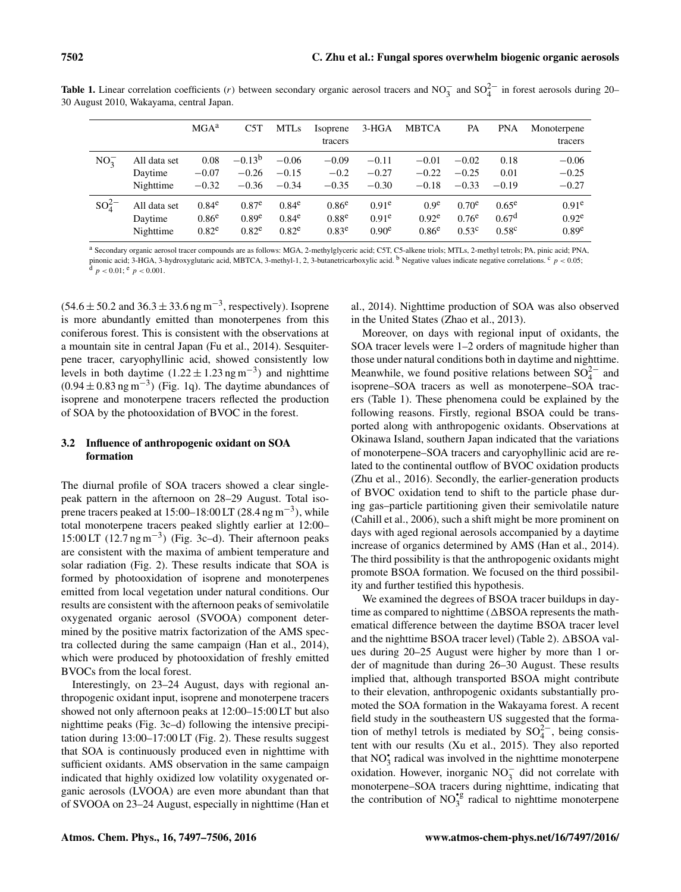**Table 1.** Linear correlation coefficients ($r$) between secondary organic aerosol tracers and $NO_3^-$ and $SO_4^{2-}$ in forest aerosols during 20–30 August 2010, Wakayama, central Japan.

| | | MGA[a] | C5T | MTLs | Isoprene tracers | 3-HGA | MBTCA | PA | PNA | Monoterpene tracers |
|---|---|---|---|---|---|---|---|---|---|---|
| $NO_3^-$ | All data set | 0.08 | −0.13[b] | −0.06 | −0.09 | −0.11 | −0.01 | −0.02 | 0.18 | −0.06 |
| | Daytime | −0.07 | −0.26 | −0.15 | −0.2 | −0.27 | −0.22 | −0.25 | 0.01 | −0.25 |
| | Nighttime | −0.32 | −0.36 | −0.34 | −0.35 | −0.30 | −0.18 | −0.33 | −0.19 | −0.27 |
| $SO_4^{2-}$ | All data set | 0.84[e] | 0.87[e] | 0.84[e] | 0.86[e] | 0.91[e] | 0.9[e] | 0.70[e] | 0.65[e] | 0.91[e] |
| | Daytime | 0.86[e] | 0.89[e] | 0.84[e] | 0.88[e] | 0.91[e] | 0.92[e] | 0.76[e] | 0.67[d] | 0.92[e] |
| | Nighttime | 0.82[e] | 0.82[e] | 0.82[e] | 0.83[e] | 0.90[e] | 0.86[e] | 0.53[c] | 0.58[c] | 0.89[e] |

[a] Secondary organic aerosol tracer compounds are as follows: MGA, 2-methylglyceric acid; C5T, C5-alkene triols; MTLs, 2-methyl tetrols; PA, pinic acid; PNA, pinonic acid; 3-HGA, 3-hydroxyglutaric acid, MBTCA, 3-methyl-1, 2, 3-butanetricarboxylic acid. [b] Negative values indicate negative correlations. [c] $p < 0.05$; [d] $p < 0.01$; [e] $p < 0.001$.

($54.6 \pm 50.2$ and $36.3 \pm 33.6\,ng\,m^{-3}$, respectively). Isoprene is more abundantly emitted than monoterpenes from this coniferous forest. This is consistent with the observations at a mountain site in central Japan (Fu et al., 2014). Sesquiterpene tracer, caryophyllinic acid, showed consistently low levels in both daytime ($1.22 \pm 1.23\,ng\,m^{-3}$) and nighttime ($0.94 \pm 0.83\,ng\,m^{-3}$) (Fig. 1q). The daytime abundances of isoprene and monoterpene tracers reflected the production of SOA by the photooxidation of BVOC in the forest.

### 3.2 Influence of anthropogenic oxidant on SOA formation

The diurnal profile of SOA tracers showed a clear single-peak pattern in the afternoon on 28–29 August. Total isoprene tracers peaked at 15:00–18:00 LT ($28.4\,ng\,m^{-3}$), while total monoterpene tracers peaked slightly earlier at 12:00–15:00 LT ($12.7\,ng\,m^{-3}$) (Fig. 3c–d). Their afternoon peaks are consistent with the maxima of ambient temperature and solar radiation (Fig. 2). These results indicate that SOA is formed by photooxidation of isoprene and monoterpenes emitted from local vegetation under natural conditions. Our results are consistent with the afternoon peaks of semivolatile oxygenated organic aerosol (SVOOA) component determined by the positive matrix factorization of the AMS spectra collected during the same campaign (Han et al., 2014), which were produced by photooxidation of freshly emitted BVOCs from the local forest.

Interestingly, on 23–24 August, days with regional anthropogenic oxidant input, isoprene and monoterpene tracers showed not only afternoon peaks at 12:00–15:00 LT but also nighttime peaks (Fig. 3c–d) following the intensive precipitation during 13:00–17:00 LT (Fig. 2). These results suggest that SOA is continuously produced even in nighttime with sufficient oxidants. AMS observation in the same campaign indicated that highly oxidized low volatility oxygenated organic aerosols (LVOOA) are even more abundant than that of SVOOA on 23–24 August, especially in nighttime (Han et al., 2014). Nighttime production of SOA was also observed in the United States (Zhao et al., 2013).

Moreover, on days with regional input of oxidants, the SOA tracer levels were 1–2 orders of magnitude higher than those under natural conditions both in daytime and nighttime. Meanwhile, we found positive relations between $SO_4^{2-}$ and isoprene–SOA tracers as well as monoterpene–SOA tracers (Table 1). These phenomena could be explained by the following reasons. Firstly, regional BSOA could be transported along with anthropogenic oxidants. Observations at Okinawa Island, southern Japan indicated that the variations of monoterpene–SOA tracers and caryophyllinic acid are related to the continental outflow of BVOC oxidation products (Zhu et al., 2016). Secondly, the earlier-generation products of BVOC oxidation tend to shift to the particle phase during gas–particle partitioning given their semivolatile nature (Cahill et al., 2006), such a shift might be more prominent on days with aged regional aerosols accompanied by a daytime increase of organics determined by AMS (Han et al., 2014). The third possibility is that the anthropogenic oxidants might promote BSOA formation. We focused on the third possibility and further testified this hypothesis.

We examined the degrees of BSOA tracer buildups in daytime as compared to nighttime ($\Delta$BSOA represents the mathematical difference between the daytime BSOA tracer level and the nighttime BSOA tracer level) (Table 2). $\Delta$BSOA values during 20–25 August were higher by more than 1 order of magnitude than during 26–30 August. These results implied that, although transported BSOA might contribute to their elevation, anthropogenic oxidants substantially promoted the SOA formation in the Wakayama forest. A recent field study in the southeastern US suggested that the formation of methyl tetrols is mediated by $SO_4^{2-}$, being consistent with our results (Xu et al., 2015). They also reported that $NO_3^{\bullet}$ radical was involved in the nighttime monoterpene oxidation. However, inorganic $NO_3^-$ did not correlate with monoterpene–SOA tracers during nighttime, indicating that the contribution of $NO_3^{\bullet g}$ radical to nighttime monoterpene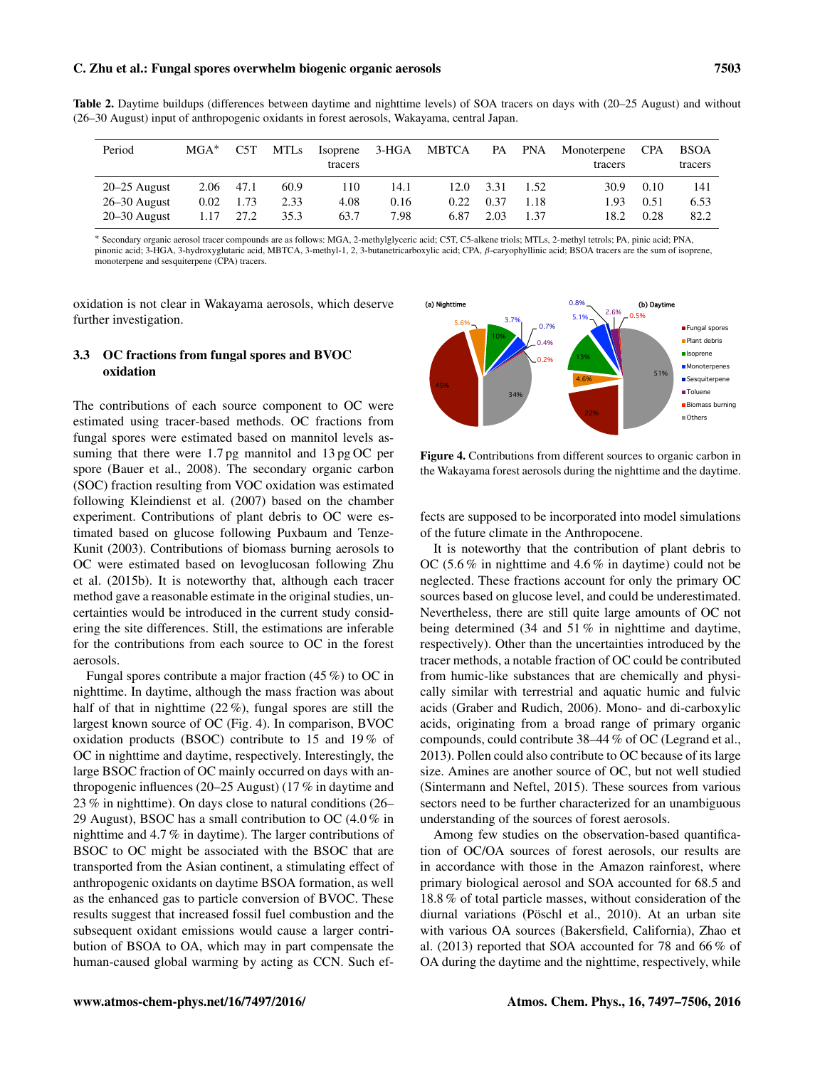**Table 2.** Daytime buildups (differences between daytime and nighttime levels) of SOA tracers on days with (20–25 August) and without (26–30 August) input of anthropogenic oxidants in forest aerosols, Wakayama, central Japan.

| Period | MGA* | C5T | MTLs | Isoprene tracers | 3-HGA | MBTCA | PA | PNA | Monoterpene tracers | CPA | BSOA tracers |
|---|---|---|---|---|---|---|---|---|---|---|---|
| 20–25 August | 2.06 | 47.1 | 60.9 | 110 | 14.1 | 12.0 | 3.31 | 1.52 | 30.9 | 0.10 | 141 |
| 26–30 August | 0.02 | 1.73 | 2.33 | 4.08 | 0.16 | 0.22 | 0.37 | 1.18 | 1.93 | 0.51 | 6.53 |
| 20–30 August | 1.17 | 27.2 | 35.3 | 63.7 | 7.98 | 6.87 | 2.03 | 1.37 | 18.2 | 0.28 | 82.2 |

* Secondary organic aerosol tracer compounds are as follows: MGA, 2-methylglyceric acid; C5T, C5-alkene triols; MTLs, 2-methyl tetrols; PA, pinic acid; PNA, pinonic acid; 3-HGA, 3-hydroxyglutaric acid, MBTCA, 3-methyl-1, 2, 3-butanetricarboxylic acid; CPA, β-caryophyllinic acid; BSOA tracers are the sum of isoprene, monoterpene and sesquiterpene (CPA) tracers.

oxidation is not clear in Wakayama aerosols, which deserve further investigation.

### 3.3 OC fractions from fungal spores and BVOC oxidation

The contributions of each source component to OC were estimated using tracer-based methods. OC fractions from fungal spores were estimated based on mannitol levels assuming that there were 1.7 pg mannitol and 13 pg OC per spore (Bauer et al., 2008). The secondary organic carbon (SOC) fraction resulting from VOC oxidation was estimated following Kleindienst et al. (2007) based on the chamber experiment. Contributions of plant debris to OC were estimated based on glucose following Puxbaum and Tenze-Kunit (2003). Contributions of biomass burning aerosols to OC were estimated based on levoglucosan following Zhu et al. (2015b). It is noteworthy that, although each tracer method gave a reasonable estimate in the original studies, uncertainties would be introduced in the current study considering the site differences. Still, the estimations are inferable for the contributions from each source to OC in the forest aerosols.

Fungal spores contribute a major fraction (45 %) to OC in nighttime. In daytime, although the mass fraction was about half of that in nighttime (22 %), fungal spores are still the largest known source of OC (Fig. 4). In comparison, BVOC oxidation products (BSOC) contribute to 15 and 19 % of OC in nighttime and daytime, respectively. Interestingly, the large BSOC fraction of OC mainly occurred on days with anthropogenic influences (20–25 August) (17 % in daytime and 23 % in nighttime). On days close to natural conditions (26–29 August), BSOC has a small contribution to OC (4.0 % in nighttime and 4.7 % in daytime). The larger contributions of BSOC to OC might be associated with the BSOC that are transported from the Asian continent, a stimulating effect of anthropogenic oxidants on daytime BSOA formation, as well as the enhanced gas to particle conversion of BVOC. These results suggest that increased fossil fuel combustion and the subsequent oxidant emissions would cause a larger contribution of BSOA to OA, which may in part compensate the human-caused global warming by acting as CCN. Such effects are supposed to be incorporated into model simulations of the future climate in the Anthropocene.

**Figure 4.** Contributions from different sources to organic carbon in the Wakayama forest aerosols during the nighttime and the daytime.

It is noteworthy that the contribution of plant debris to OC (5.6 % in nighttime and 4.6 % in daytime) could not be neglected. These fractions account for only the primary OC sources based on glucose level, and could be underestimated. Nevertheless, there are still quite large amounts of OC not being determined (34 and 51 % in nighttime and daytime, respectively). Other than the uncertainties introduced by the tracer methods, a notable fraction of OC could be contributed from humic-like substances that are chemically and physically similar with terrestrial and aquatic humic and fulvic acids (Graber and Rudich, 2006). Mono- and di-carboxylic acids, originating from a broad range of primary organic compounds, could contribute 38–44 % of OC (Legrand et al., 2013). Pollen could also contribute to OC because of its large size. Amines are another source of OC, but not well studied (Sintermann and Neftel, 2015). These sources from various sectors need to be further characterized for an unambiguous understanding of the sources of forest aerosols.

Among few studies on the observation-based quantification of OC/OA sources of forest aerosols, our results are in accordance with those in the Amazon rainforest, where primary biological aerosol and SOA accounted for 68.5 and 18.8 % of total particle masses, without consideration of the diurnal variations (Pöschl et al., 2010). At an urban site with various OA sources (Bakersfield, California), Zhao et al. (2013) reported that SOA accounted for 78 and 66 % of OA during the daytime and the nighttime, respectively, while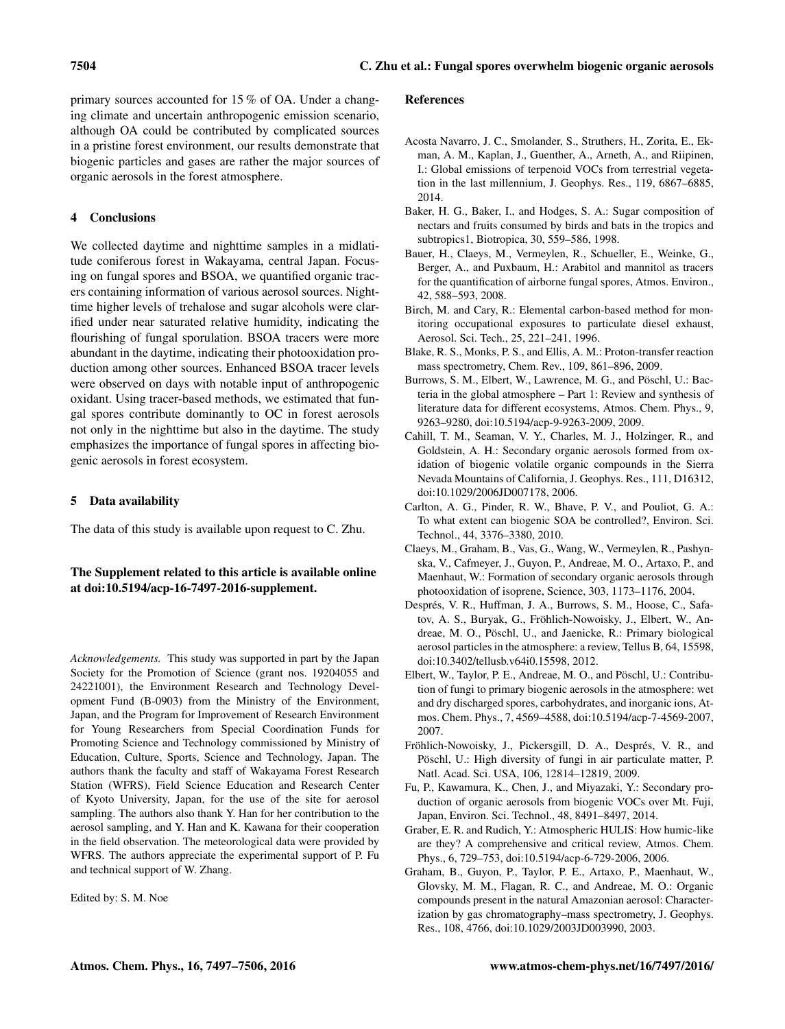primary sources accounted for 15 % of OA. Under a changing climate and uncertain anthropogenic emission scenario, although OA could be contributed by complicated sources in a pristine forest environment, our results demonstrate that biogenic particles and gases are rather the major sources of organic aerosols in the forest atmosphere.

## 4 Conclusions

We collected daytime and nighttime samples in a midlatitude coniferous forest in Wakayama, central Japan. Focusing on fungal spores and BSOA, we quantified organic tracers containing information of various aerosol sources. Nighttime higher levels of trehalose and sugar alcohols were clarified under near saturated relative humidity, indicating the flourishing of fungal sporulation. BSOA tracers were more abundant in the daytime, indicating their photooxidation production among other sources. Enhanced BSOA tracer levels were observed on days with notable input of anthropogenic oxidant. Using tracer-based methods, we estimated that fungal spores contribute dominantly to OC in forest aerosols not only in the nighttime but also in the daytime. The study emphasizes the importance of fungal spores in affecting biogenic aerosols in forest ecosystem.

## 5 Data availability

The data of this study is available upon request to C. Zhu.

**The Supplement related to this article is available online at doi:10.5194/acp-16-7497-2016-supplement.**

*Acknowledgements.* This study was supported in part by the Japan Society for the Promotion of Science (grant nos. 19204055 and 24221001), the Environment Research and Technology Development Fund (B-0903) from the Ministry of the Environment, Japan, and the Program for Improvement of Research Environment for Young Researchers from Special Coordination Funds for Promoting Science and Technology commissioned by Ministry of Education, Culture, Sports, Science and Technology, Japan. The authors thank the faculty and staff of Wakayama Forest Research Station (WFRS), Field Science Education and Research Center of Kyoto University, Japan, for the use of the site for aerosol sampling. The authors also thank Y. Han for her contribution to the aerosol sampling, and Y. Han and K. Kawana for their cooperation in the field observation. The meteorological data were provided by WFRS. The authors appreciate the experimental support of P. Fu and technical support of W. Zhang.

Edited by: S. M. Noe

## References

Acosta Navarro, J. C., Smolander, S., Struthers, H., Zorita, E., Ekman, A. M., Kaplan, J., Guenther, A., Arneth, A., and Riipinen, I.: Global emissions of terpenoid VOCs from terrestrial vegetation in the last millennium, J. Geophys. Res., 119, 6867–6885, 2014.

Baker, H. G., Baker, I., and Hodges, S. A.: Sugar composition of nectars and fruits consumed by birds and bats in the tropics and subtropics1, Biotropica, 30, 559–586, 1998.

Bauer, H., Claeys, M., Vermeylen, R., Schueller, E., Weinke, G., Berger, A., and Puxbaum, H.: Arabitol and mannitol as tracers for the quantification of airborne fungal spores, Atmos. Environ., 42, 588–593, 2008.

Birch, M. and Cary, R.: Elemental carbon-based method for monitoring occupational exposures to particulate diesel exhaust, Aerosol. Sci. Tech., 25, 221–241, 1996.

Blake, R. S., Monks, P. S., and Ellis, A. M.: Proton-transfer reaction mass spectrometry, Chem. Rev., 109, 861–896, 2009.

Burrows, S. M., Elbert, W., Lawrence, M. G., and Pöschl, U.: Bacteria in the global atmosphere – Part 1: Review and synthesis of literature data for different ecosystems, Atmos. Chem. Phys., 9, 9263–9280, doi:10.5194/acp-9-9263-2009, 2009.

Cahill, T. M., Seaman, V. Y., Charles, M. J., Holzinger, R., and Goldstein, A. H.: Secondary organic aerosols formed from oxidation of biogenic volatile organic compounds in the Sierra Nevada Mountains of California, J. Geophys. Res., 111, D16312, doi:10.1029/2006JD007178, 2006.

Carlton, A. G., Pinder, R. W., Bhave, P. V., and Pouliot, G. A.: To what extent can biogenic SOA be controlled?, Environ. Sci. Technol., 44, 3376–3380, 2010.

Claeys, M., Graham, B., Vas, G., Wang, W., Vermeylen, R., Pashynska, V., Cafmeyer, J., Guyon, P., Andreae, M. O., Artaxo, P., and Maenhaut, W.: Formation of secondary organic aerosols through photooxidation of isoprene, Science, 303, 1173–1176, 2004.

Després, V. R., Huffman, J. A., Burrows, S. M., Hoose, C., Safatov, A. S., Buryak, G., Fröhlich-Nowoisky, J., Elbert, W., Andreae, M. O., Pöschl, U., and Jaenicke, R.: Primary biological aerosol particles in the atmosphere: a review, Tellus B, 64, 15598, doi:10.3402/tellusb.v64i0.15598, 2012.

Elbert, W., Taylor, P. E., Andreae, M. O., and Pöschl, U.: Contribution of fungi to primary biogenic aerosols in the atmosphere: wet and dry discharged spores, carbohydrates, and inorganic ions, Atmos. Chem. Phys., 7, 4569–4588, doi:10.5194/acp-7-4569-2007, 2007.

Fröhlich-Nowoisky, J., Pickersgill, D. A., Després, V. R., and Pöschl, U.: High diversity of fungi in air particulate matter, P. Natl. Acad. Sci. USA, 106, 12814–12819, 2009.

Fu, P., Kawamura, K., Chen, J., and Miyazaki, Y.: Secondary production of organic aerosols from biogenic VOCs over Mt. Fuji, Japan, Environ. Sci. Technol., 48, 8491–8497, 2014.

Graber, E. R. and Rudich, Y.: Atmospheric HULIS: How humic-like are they? A comprehensive and critical review, Atmos. Chem. Phys., 6, 729–753, doi:10.5194/acp-6-729-2006, 2006.

Graham, B., Guyon, P., Taylor, P. E., Artaxo, P., Maenhaut, W., Glovsky, M. M., Flagan, R. C., and Andreae, M. O.: Organic compounds present in the natural Amazonian aerosol: Characterization by gas chromatography–mass spectrometry, J. Geophys. Res., 108, 4766, doi:10.1029/2003JD003990, 2003.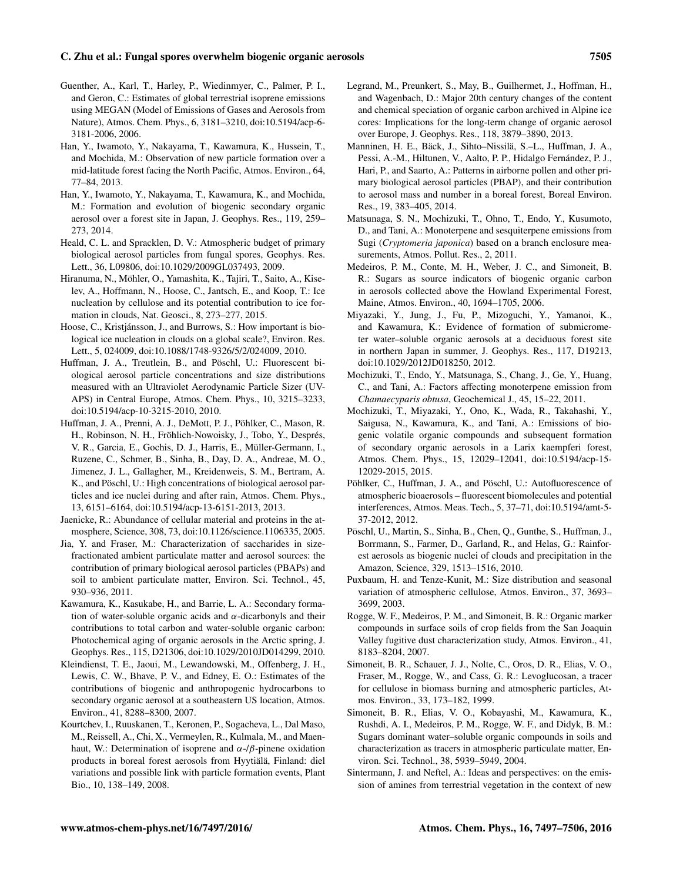Guenther, A., Karl, T., Harley, P., Wiedinmyer, C., Palmer, P. I., and Geron, C.: Estimates of global terrestrial isoprene emissions using MEGAN (Model of Emissions of Gases and Aerosols from Nature), Atmos. Chem. Phys., 6, 3181–3210, doi:10.5194/acp-6-3181-2006, 2006.

Han, Y., Iwamoto, Y., Nakayama, T., Kawamura, K., Hussein, T., and Mochida, M.: Observation of new particle formation over a mid-latitude forest facing the North Pacific, Atmos. Environ., 64, 77–84, 2013.

Han, Y., Iwamoto, Y., Nakayama, T., Kawamura, K., and Mochida, M.: Formation and evolution of biogenic secondary organic aerosol over a forest site in Japan, J. Geophys. Res., 119, 259–273, 2014.

Heald, C. L. and Spracklen, D. V.: Atmospheric budget of primary biological aerosol particles from fungal spores, Geophys. Res. Lett., 36, L09806, doi:10.1029/2009GL037493, 2009.

Hiranuma, N., Möhler, O., Yamashita, K., Tajiri, T., Saito, A., Kiselev, A., Hoffmann, N., Hoose, C., Jantsch, E., and Koop, T.: Ice nucleation by cellulose and its potential contribution to ice formation in clouds, Nat. Geosci., 8, 273–277, 2015.

Hoose, C., Kristjánsson, J., and Burrows, S.: How important is biological ice nucleation in clouds on a global scale?, Environ. Res. Lett., 5, 024009, doi:10.1088/1748-9326/5/2/024009, 2010.

Huffman, J. A., Treutlein, B., and Pöschl, U.: Fluorescent biological aerosol particle concentrations and size distributions measured with an Ultraviolet Aerodynamic Particle Sizer (UV-APS) in Central Europe, Atmos. Chem. Phys., 10, 3215–3233, doi:10.5194/acp-10-3215-2010, 2010.

Huffman, J. A., Prenni, A. J., DeMott, P. J., Pöhlker, C., Mason, R. H., Robinson, N. H., Fröhlich-Nowoisky, J., Tobo, Y., Després, V. R., Garcia, E., Gochis, D. J., Harris, E., Müller-Germann, I., Ruzene, C., Schmer, B., Sinha, B., Day, D. A., Andreae, M. O., Jimenez, J. L., Gallagher, M., Kreidenweis, S. M., Bertram, A. K., and Pöschl, U.: High concentrations of biological aerosol particles and ice nuclei during and after rain, Atmos. Chem. Phys., 13, 6151–6164, doi:10.5194/acp-13-6151-2013, 2013.

Jaenicke, R.: Abundance of cellular material and proteins in the atmosphere, Science, 308, 73, doi:10.1126/science.1106335, 2005.

Jia, Y. and Fraser, M.: Characterization of saccharides in size-fractionated ambient particulate matter and aerosol sources: the contribution of primary biological aerosol particles (PBAPs) and soil to ambient particulate matter, Environ. Sci. Technol., 45, 930–936, 2011.

Kawamura, K., Kasukabe, H., and Barrie, L. A.: Secondary formation of water-soluble organic acids and $\alpha$-dicarbonyls and their contributions to total carbon and water-soluble organic carbon: Photochemical aging of organic aerosols in the Arctic spring, J. Geophys. Res., 115, D21306, doi:10.1029/2010JD014299, 2010.

Kleindienst, T. E., Jaoui, M., Lewandowski, M., Offenberg, J. H., Lewis, C. W., Bhave, P. V., and Edney, E. O.: Estimates of the contributions of biogenic and anthropogenic hydrocarbons to secondary organic aerosol at a southeastern US location, Atmos. Environ., 41, 8288–8300, 2007.

Kourtchev, I., Ruuskanen, T., Keronen, P., Sogacheva, L., Dal Maso, M., Reissell, A., Chi, X., Vermeylen, R., Kulmala, M., and Maenhaut, W.: Determination of isoprene and $\alpha$-/$\beta$-pinene oxidation products in boreal forest aerosols from Hyytiälä, Finland: diel variations and possible link with particle formation events, Plant Bio., 10, 138–149, 2008.

Legrand, M., Preunkert, S., May, B., Guilhermet, J., Hoffman, H., and Wagenbach, D.: Major 20th century changes of the content and chemical speciation of organic carbon archived in Alpine ice cores: Implications for the long-term change of organic aerosol over Europe, J. Geophys. Res., 118, 3879–3890, 2013.

Manninen, H. E., Bäck, J., Sihto–Nissilä, S.–L., Huffman, J. A., Pessi, A.-M., Hiltunen, V., Aalto, P. P., Hidalgo Fernández, P. J., Hari, P., and Saarto, A.: Patterns in airborne pollen and other primary biological aerosol particles (PBAP), and their contribution to aerosol mass and number in a boreal forest, Boreal Environ. Res., 19, 383–405, 2014.

Matsunaga, S. N., Mochizuki, T., Ohno, T., Endo, Y., Kusumoto, D., and Tani, A.: Monoterpene and sesquiterpene emissions from Sugi (*Cryptomeria japonica*) based on a branch enclosure measurements, Atmos. Pollut. Res., 2, 2011.

Medeiros, P. M., Conte, M. H., Weber, J. C., and Simoneit, B. R.: Sugars as source indicators of biogenic organic carbon in aerosols collected above the Howland Experimental Forest, Maine, Atmos. Environ., 40, 1694–1705, 2006.

Miyazaki, Y., Jung, J., Fu, P., Mizoguchi, Y., Yamanoi, K., and Kawamura, K.: Evidence of formation of submicrometer water–soluble organic aerosols at a deciduous forest site in northern Japan in summer, J. Geophys. Res., 117, D19213, doi:10.1029/2012JD018250, 2012.

Mochizuki, T., Endo, Y., Matsunaga, S., Chang, J., Ge, Y., Huang, C., and Tani, A.: Factors affecting monoterpene emission from *Chamaecyparis obtusa*, Geochemical J., 45, 15–22, 2011.

Mochizuki, T., Miyazaki, Y., Ono, K., Wada, R., Takahashi, Y., Saigusa, N., Kawamura, K., and Tani, A.: Emissions of biogenic volatile organic compounds and subsequent formation of secondary organic aerosols in a Larix kaempferi forest, Atmos. Chem. Phys., 15, 12029–12041, doi:10.5194/acp-15-12029-2015, 2015.

Pöhlker, C., Huffman, J. A., and Pöschl, U.: Autofluorescence of atmospheric bioaerosols – fluorescent biomolecules and potential interferences, Atmos. Meas. Tech., 5, 37–71, doi:10.5194/amt-5-37-2012, 2012.

Pöschl, U., Martin, S., Sinha, B., Chen, Q., Gunthe, S., Huffman, J., Borrmann, S., Farmer, D., Garland, R., and Helas, G.: Rainforest aerosols as biogenic nuclei of clouds and precipitation in the Amazon, Science, 329, 1513–1516, 2010.

Puxbaum, H. and Tenze-Kunit, M.: Size distribution and seasonal variation of atmospheric cellulose, Atmos. Environ., 37, 3693–3699, 2003.

Rogge, W. F., Medeiros, P. M., and Simoneit, B. R.: Organic marker compounds in surface soils of crop fields from the San Joaquin Valley fugitive dust characterization study, Atmos. Environ., 41, 8183–8204, 2007.

Simoneit, B. R., Schauer, J. J., Nolte, C., Oros, D. R., Elias, V. O., Fraser, M., Rogge, W., and Cass, G. R.: Levoglucosan, a tracer for cellulose in biomass burning and atmospheric particles, Atmos. Environ., 33, 173–182, 1999.

Simoneit, B. R., Elias, V. O., Kobayashi, M., Kawamura, K., Rushdi, A. I., Medeiros, P. M., Rogge, W. F., and Didyk, B. M.: Sugars dominant water–soluble organic compounds in soils and characterization as tracers in atmospheric particulate matter, Environ. Sci. Technol., 38, 5939–5949, 2004.

Sintermann, J. and Neftel, A.: Ideas and perspectives: on the emission of amines from terrestrial vegetation in the context of new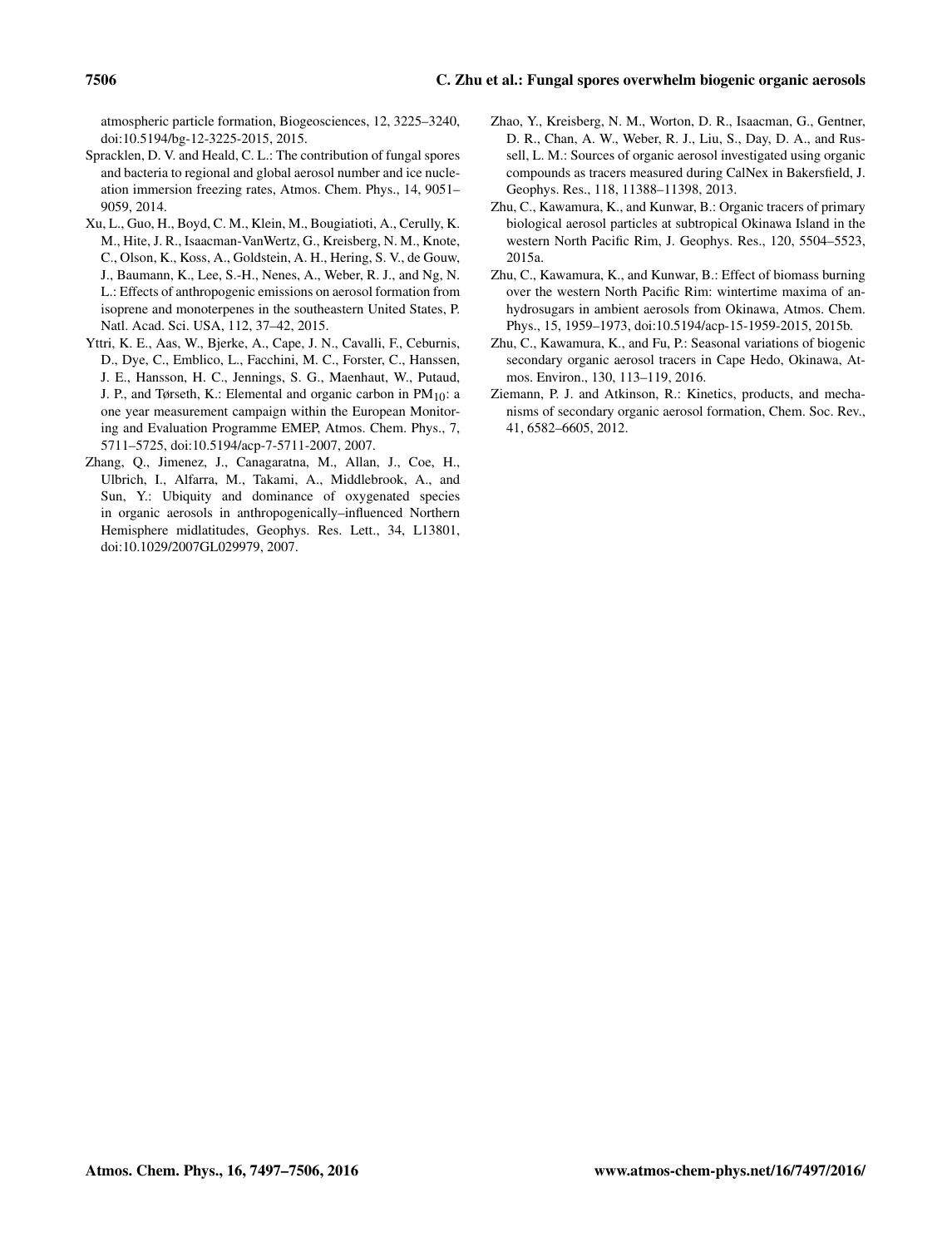atmospheric particle formation, Biogeosciences, 12, 3225–3240, doi:10.5194/bg-12-3225-2015, 2015.

Spracklen, D. V. and Heald, C. L.: The contribution of fungal spores and bacteria to regional and global aerosol number and ice nucleation immersion freezing rates, Atmos. Chem. Phys., 14, 9051–9059, 2014.

Xu, L., Guo, H., Boyd, C. M., Klein, M., Bougiatioti, A., Cerully, K. M., Hite, J. R., Isaacman-VanWertz, G., Kreisberg, N. M., Knote, C., Olson, K., Koss, A., Goldstein, A. H., Hering, S. V., de Gouw, J., Baumann, K., Lee, S.-H., Nenes, A., Weber, R. J., and Ng, N. L.: Effects of anthropogenic emissions on aerosol formation from isoprene and monoterpenes in the southeastern United States, P. Natl. Acad. Sci. USA, 112, 37–42, 2015.

Yttri, K. E., Aas, W., Bjerke, A., Cape, J. N., Cavalli, F., Ceburnis, D., Dye, C., Emblico, L., Facchini, M. C., Forster, C., Hanssen, J. E., Hansson, H. C., Jennings, S. G., Maenhaut, W., Putaud, J. P., and Tørseth, K.: Elemental and organic carbon in $PM_{10}$: a one year measurement campaign within the European Monitoring and Evaluation Programme EMEP, Atmos. Chem. Phys., 7, 5711–5725, doi:10.5194/acp-7-5711-2007, 2007.

Zhang, Q., Jimenez, J., Canagaratna, M., Allan, J., Coe, H., Ulbrich, I., Alfarra, M., Takami, A., Middlebrook, A., and Sun, Y.: Ubiquity and dominance of oxygenated species in organic aerosols in anthropogenically–influenced Northern Hemisphere midlatitudes, Geophys. Res. Lett., 34, L13801, doi:10.1029/2007GL029979, 2007.

Zhao, Y., Kreisberg, N. M., Worton, D. R., Isaacman, G., Gentner, D. R., Chan, A. W., Weber, R. J., Liu, S., Day, D. A., and Russell, L. M.: Sources of organic aerosol investigated using organic compounds as tracers measured during CalNex in Bakersfield, J. Geophys. Res., 118, 11388–11398, 2013.

Zhu, C., Kawamura, K., and Kunwar, B.: Organic tracers of primary biological aerosol particles at subtropical Okinawa Island in the western North Pacific Rim, J. Geophys. Res., 120, 5504–5523, 2015a.

Zhu, C., Kawamura, K., and Kunwar, B.: Effect of biomass burning over the western North Pacific Rim: wintertime maxima of anhydrosugars in ambient aerosols from Okinawa, Atmos. Chem. Phys., 15, 1959–1973, doi:10.5194/acp-15-1959-2015, 2015b.

Zhu, C., Kawamura, K., and Fu, P.: Seasonal variations of biogenic secondary organic aerosol tracers in Cape Hedo, Okinawa, Atmos. Environ., 130, 113–119, 2016.

Ziemann, P. J. and Atkinson, R.: Kinetics, products, and mechanisms of secondary organic aerosol formation, Chem. Soc. Rev., 41, 6582–6605, 2012.